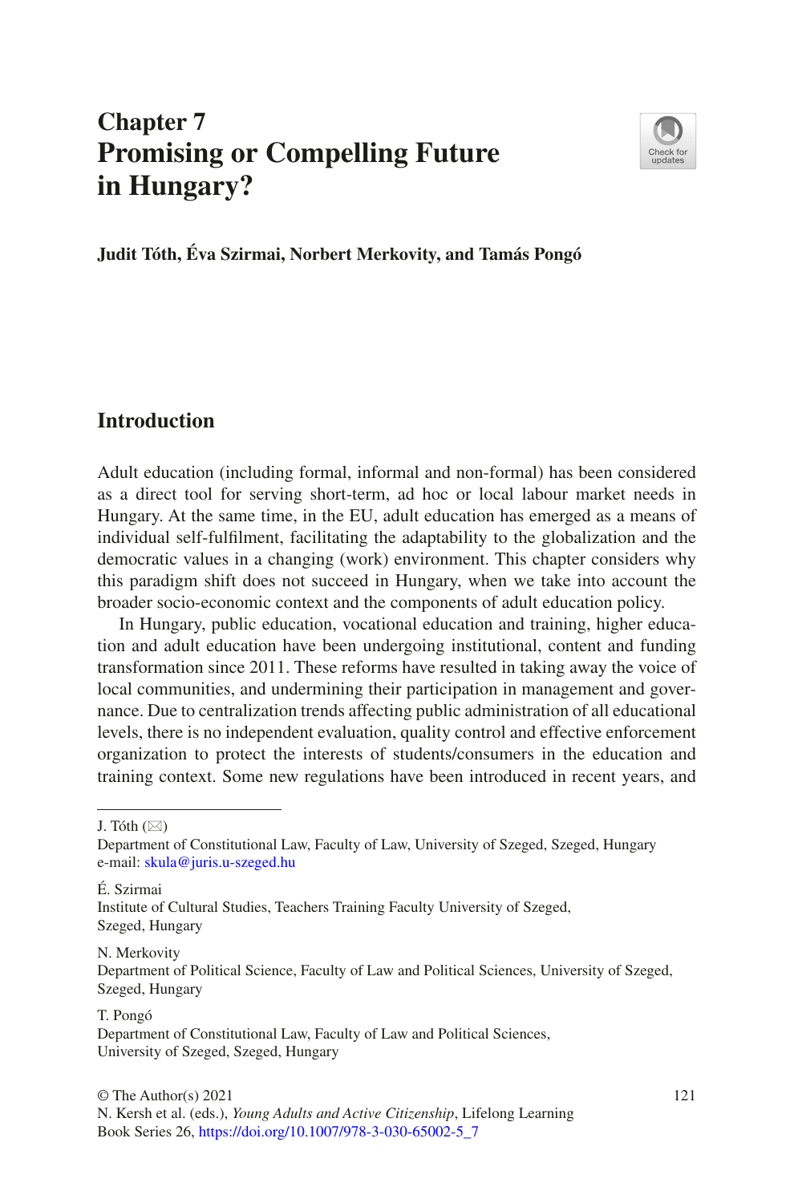# Chapter 7
# Promising or Compelling Future in Hungary?

**Judit Tóth, Éva Szirmai, Norbert Merkovity, and Tamás Pongó**

## Introduction

Adult education (including formal, informal and non-formal) has been considered as a direct tool for serving short-term, ad hoc or local labour market needs in Hungary. At the same time, in the EU, adult education has emerged as a means of individual self-fulfilment, facilitating the adaptability to the globalization and the democratic values in a changing (work) environment. This chapter considers why this paradigm shift does not succeed in Hungary, when we take into account the broader socio-economic context and the components of adult education policy.

In Hungary, public education, vocational education and training, higher education and adult education have been undergoing institutional, content and funding transformation since 2011. These reforms have resulted in taking away the voice of local communities, and undermining their participation in management and governance. Due to centralization trends affecting public administration of all educational levels, there is no independent evaluation, quality control and effective enforcement organization to protect the interests of students/consumers in the education and training context. Some new regulations have been introduced in recent years, and

---

J. Tóth (✉)
Department of Constitutional Law, Faculty of Law, University of Szeged, Szeged, Hungary
e-mail: skula@juris.u-szeged.hu

É. Szirmai
Institute of Cultural Studies, Teachers Training Faculty University of Szeged, Szeged, Hungary

N. Merkovity
Department of Political Science, Faculty of Law and Political Sciences, University of Szeged, Szeged, Hungary

T. Pongó
Department of Constitutional Law, Faculty of Law and Political Sciences, University of Szeged, Szeged, Hungary

© The Author(s) 2021
N. Kersh et al. (eds.), *Young Adults and Active Citizenship*, Lifelong Learning Book Series 26, https://doi.org/10.1007/978-3-030-65002-5_7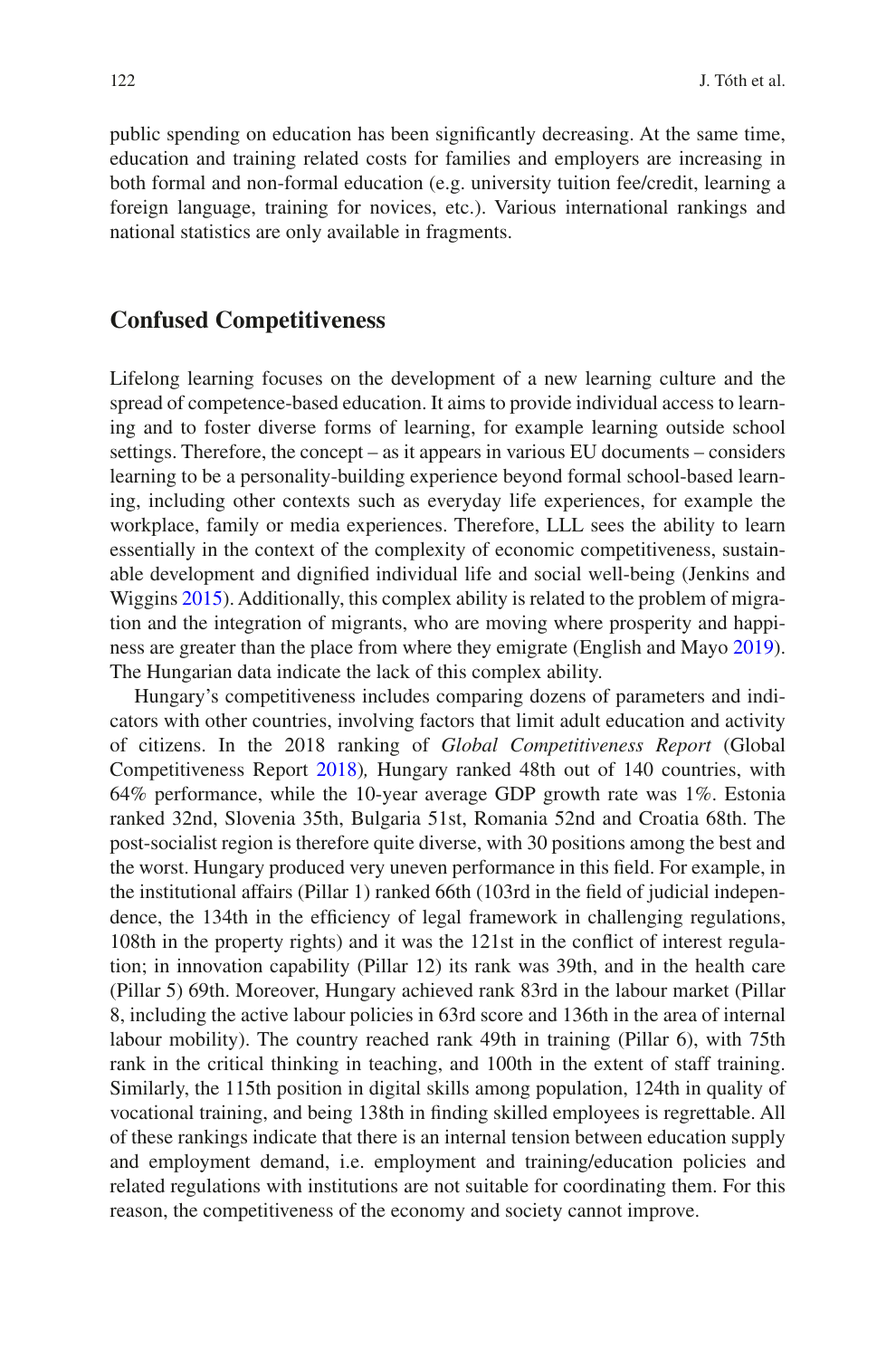public spending on education has been significantly decreasing. At the same time, education and training related costs for families and employers are increasing in both formal and non-formal education (e.g. university tuition fee/credit, learning a foreign language, training for novices, etc.). Various international rankings and national statistics are only available in fragments.

## Confused Competitiveness

Lifelong learning focuses on the development of a new learning culture and the spread of competence-based education. It aims to provide individual access to learning and to foster diverse forms of learning, for example learning outside school settings. Therefore, the concept – as it appears in various EU documents – considers learning to be a personality-building experience beyond formal school-based learning, including other contexts such as everyday life experiences, for example the workplace, family or media experiences. Therefore, LLL sees the ability to learn essentially in the context of the complexity of economic competitiveness, sustainable development and dignified individual life and social well-being (Jenkins and Wiggins 2015). Additionally, this complex ability is related to the problem of migration and the integration of migrants, who are moving where prosperity and happiness are greater than the place from where they emigrate (English and Mayo 2019). The Hungarian data indicate the lack of this complex ability.

Hungary's competitiveness includes comparing dozens of parameters and indicators with other countries, involving factors that limit adult education and activity of citizens. In the 2018 ranking of *Global Competitiveness Report* (Global Competitiveness Report 2018), Hungary ranked 48th out of 140 countries, with 64% performance, while the 10-year average GDP growth rate was 1%. Estonia ranked 32nd, Slovenia 35th, Bulgaria 51st, Romania 52nd and Croatia 68th. The post-socialist region is therefore quite diverse, with 30 positions among the best and the worst. Hungary produced very uneven performance in this field. For example, in the institutional affairs (Pillar 1) ranked 66th (103rd in the field of judicial independence, the 134th in the efficiency of legal framework in challenging regulations, 108th in the property rights) and it was the 121st in the conflict of interest regulation; in innovation capability (Pillar 12) its rank was 39th, and in the health care (Pillar 5) 69th. Moreover, Hungary achieved rank 83rd in the labour market (Pillar 8, including the active labour policies in 63rd score and 136th in the area of internal labour mobility). The country reached rank 49th in training (Pillar 6), with 75th rank in the critical thinking in teaching, and 100th in the extent of staff training. Similarly, the 115th position in digital skills among population, 124th in quality of vocational training, and being 138th in finding skilled employees is regrettable. All of these rankings indicate that there is an internal tension between education supply and employment demand, i.e. employment and training/education policies and related regulations with institutions are not suitable for coordinating them. For this reason, the competitiveness of the economy and society cannot improve.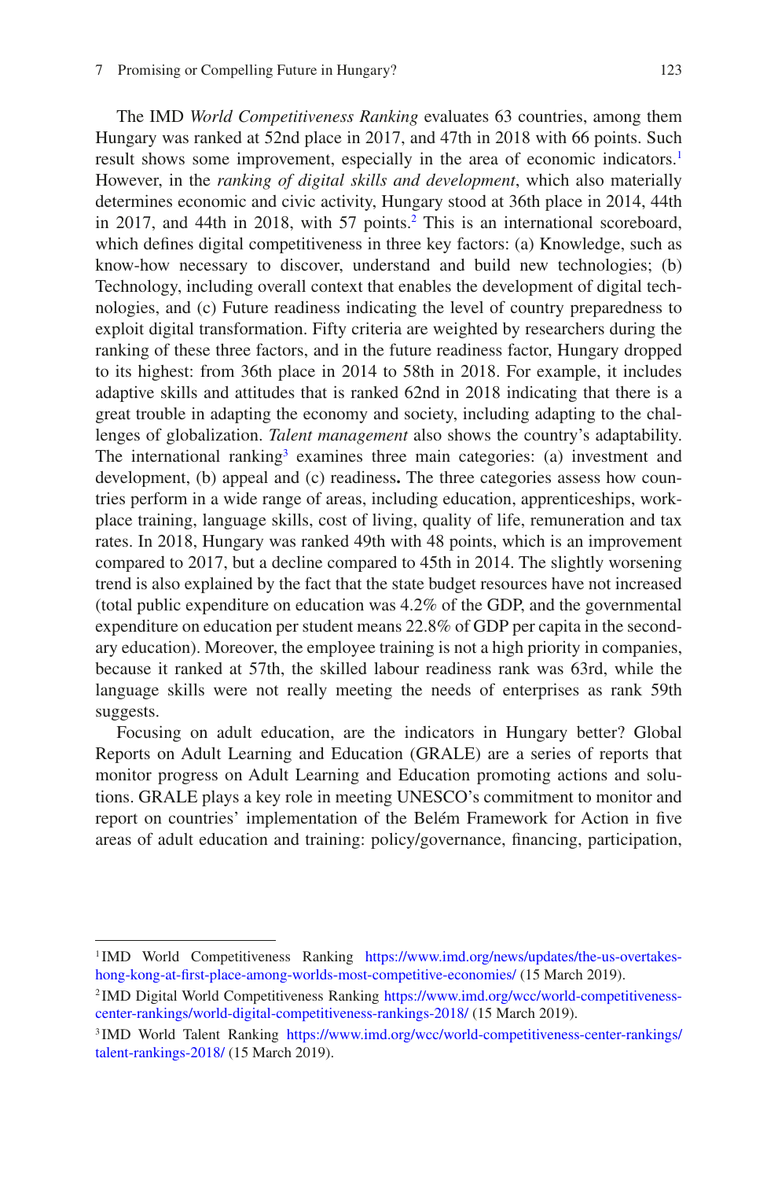The IMD *World Competitiveness Ranking* evaluates 63 countries, among them Hungary was ranked at 52nd place in 2017, and 47th in 2018 with 66 points. Such result shows some improvement, especially in the area of economic indicators.[1] However, in the *ranking of digital skills and development*, which also materially determines economic and civic activity, Hungary stood at 36th place in 2014, 44th in 2017, and 44th in 2018, with 57 points.[2] This is an international scoreboard, which defines digital competitiveness in three key factors: (a) Knowledge, such as know-how necessary to discover, understand and build new technologies; (b) Technology, including overall context that enables the development of digital technologies, and (c) Future readiness indicating the level of country preparedness to exploit digital transformation. Fifty criteria are weighted by researchers during the ranking of these three factors, and in the future readiness factor, Hungary dropped to its highest: from 36th place in 2014 to 58th in 2018. For example, it includes adaptive skills and attitudes that is ranked 62nd in 2018 indicating that there is a great trouble in adapting the economy and society, including adapting to the challenges of globalization. *Talent management* also shows the country's adaptability. The international ranking[3] examines three main categories: (a) investment and development, (b) appeal and (c) readiness**.** The three categories assess how countries perform in a wide range of areas, including education, apprenticeships, workplace training, language skills, cost of living, quality of life, remuneration and tax rates. In 2018, Hungary was ranked 49th with 48 points, which is an improvement compared to 2017, but a decline compared to 45th in 2014. The slightly worsening trend is also explained by the fact that the state budget resources have not increased (total public expenditure on education was 4.2% of the GDP, and the governmental expenditure on education per student means 22.8% of GDP per capita in the secondary education). Moreover, the employee training is not a high priority in companies, because it ranked at 57th, the skilled labour readiness rank was 63rd, while the language skills were not really meeting the needs of enterprises as rank 59th suggests.

Focusing on adult education, are the indicators in Hungary better? Global Reports on Adult Learning and Education (GRALE) are a series of reports that monitor progress on Adult Learning and Education promoting actions and solutions. GRALE plays a key role in meeting UNESCO's commitment to monitor and report on countries' implementation of the Belém Framework for Action in five areas of adult education and training: policy/governance, financing, participation,

---

[1] IMD World Competitiveness Ranking https://www.imd.org/news/updates/the-us-overtakes-hong-kong-at-first-place-among-worlds-most-competitive-economies/ (15 March 2019).

[2] IMD Digital World Competitiveness Ranking https://www.imd.org/wcc/world-competitiveness-center-rankings/world-digital-competitiveness-rankings-2018/ (15 March 2019).

[3] IMD World Talent Ranking https://www.imd.org/wcc/world-competitiveness-center-rankings/talent-rankings-2018/ (15 March 2019).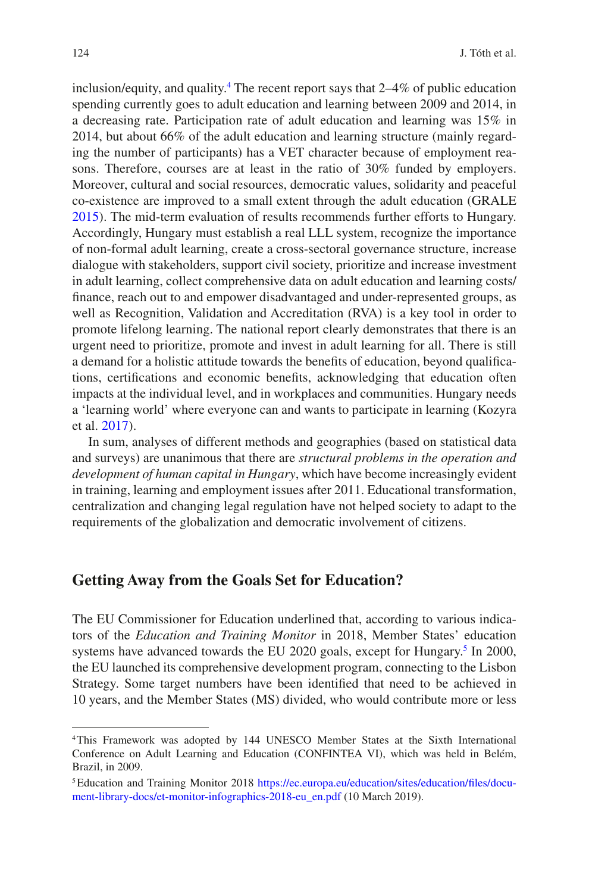inclusion/equity, and quality.[4] The recent report says that 2–4% of public education spending currently goes to adult education and learning between 2009 and 2014, in a decreasing rate. Participation rate of adult education and learning was 15% in 2014, but about 66% of the adult education and learning structure (mainly regarding the number of participants) has a VET character because of employment reasons. Therefore, courses are at least in the ratio of 30% funded by employers. Moreover, cultural and social resources, democratic values, solidarity and peaceful co-existence are improved to a small extent through the adult education (GRALE 2015). The mid-term evaluation of results recommends further efforts to Hungary. Accordingly, Hungary must establish a real LLL system, recognize the importance of non-formal adult learning, create a cross-sectoral governance structure, increase dialogue with stakeholders, support civil society, prioritize and increase investment in adult learning, collect comprehensive data on adult education and learning costs/finance, reach out to and empower disadvantaged and under-represented groups, as well as Recognition, Validation and Accreditation (RVA) is a key tool in order to promote lifelong learning. The national report clearly demonstrates that there is an urgent need to prioritize, promote and invest in adult learning for all. There is still a demand for a holistic attitude towards the benefits of education, beyond qualifications, certifications and economic benefits, acknowledging that education often impacts at the individual level, and in workplaces and communities. Hungary needs a 'learning world' where everyone can and wants to participate in learning (Kozyra et al. 2017).

In sum, analyses of different methods and geographies (based on statistical data and surveys) are unanimous that there are *structural problems in the operation and development of human capital in Hungary*, which have become increasingly evident in training, learning and employment issues after 2011. Educational transformation, centralization and changing legal regulation have not helped society to adapt to the requirements of the globalization and democratic involvement of citizens.

## Getting Away from the Goals Set for Education?

The EU Commissioner for Education underlined that, according to various indicators of the *Education and Training Monitor* in 2018, Member States' education systems have advanced towards the EU 2020 goals, except for Hungary.[5] In 2000, the EU launched its comprehensive development program, connecting to the Lisbon Strategy. Some target numbers have been identified that need to be achieved in 10 years, and the Member States (MS) divided, who would contribute more or less

---

[4] This Framework was adopted by 144 UNESCO Member States at the Sixth International Conference on Adult Learning and Education (CONFINTEA VI), which was held in Belém, Brazil, in 2009.

[5] Education and Training Monitor 2018 https://ec.europa.eu/education/sites/education/files/document-library-docs/et-monitor-infographics-2018-eu_en.pdf (10 March 2019).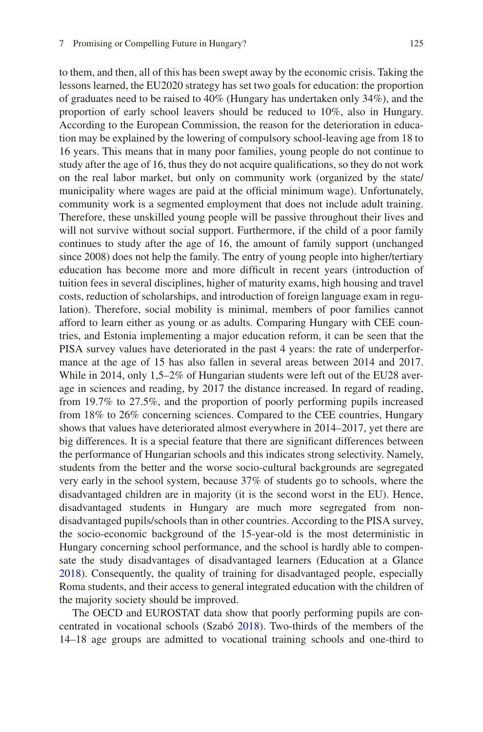to them, and then, all of this has been swept away by the economic crisis. Taking the lessons learned, the EU2020 strategy has set two goals for education: the proportion of graduates need to be raised to 40% (Hungary has undertaken only 34%), and the proportion of early school leavers should be reduced to 10%, also in Hungary. According to the European Commission, the reason for the deterioration in education may be explained by the lowering of compulsory school-leaving age from 18 to 16 years. This means that in many poor families, young people do not continue to study after the age of 16, thus they do not acquire qualifications, so they do not work on the real labor market, but only on community work (organized by the state/municipality where wages are paid at the official minimum wage). Unfortunately, community work is a segmented employment that does not include adult training. Therefore, these unskilled young people will be passive throughout their lives and will not survive without social support. Furthermore, if the child of a poor family continues to study after the age of 16, the amount of family support (unchanged since 2008) does not help the family. The entry of young people into higher/tertiary education has become more and more difficult in recent years (introduction of tuition fees in several disciplines, higher of maturity exams, high housing and travel costs, reduction of scholarships, and introduction of foreign language exam in regulation). Therefore, social mobility is minimal, members of poor families cannot afford to learn either as young or as adults. Comparing Hungary with CEE countries, and Estonia implementing a major education reform, it can be seen that the PISA survey values have deteriorated in the past 4 years: the rate of underperformance at the age of 15 has also fallen in several areas between 2014 and 2017. While in 2014, only 1,5–2% of Hungarian students were left out of the EU28 average in sciences and reading, by 2017 the distance increased. In regard of reading, from 19.7% to 27.5%, and the proportion of poorly performing pupils increased from 18% to 26% concerning sciences. Compared to the CEE countries, Hungary shows that values have deteriorated almost everywhere in 2014–2017, yet there are big differences. It is a special feature that there are significant differences between the performance of Hungarian schools and this indicates strong selectivity. Namely, students from the better and the worse socio-cultural backgrounds are segregated very early in the school system, because 37% of students go to schools, where the disadvantaged children are in majority (it is the second worst in the EU). Hence, disadvantaged students in Hungary are much more segregated from non-disadvantaged pupils/schools than in other countries. According to the PISA survey, the socio-economic background of the 15-year-old is the most deterministic in Hungary concerning school performance, and the school is hardly able to compensate the study disadvantages of disadvantaged learners (Education at a Glance 2018). Consequently, the quality of training for disadvantaged people, especially Roma students, and their access to general integrated education with the children of the majority society should be improved.

The OECD and EUROSTAT data show that poorly performing pupils are concentrated in vocational schools (Szabó 2018). Two-thirds of the members of the 14–18 age groups are admitted to vocational training schools and one-third to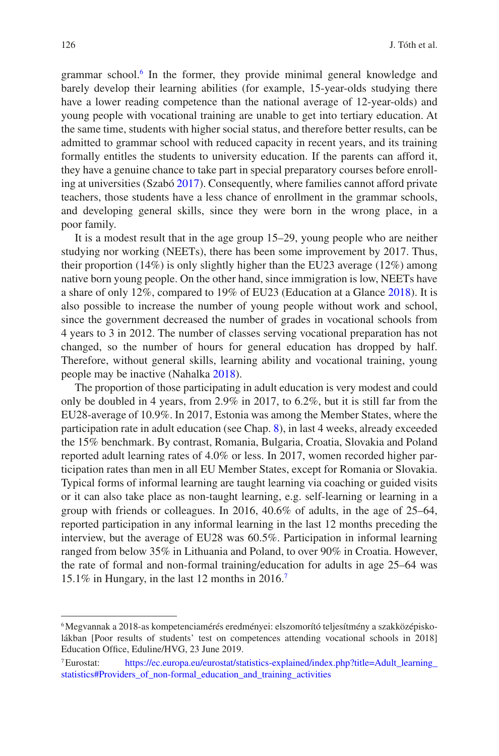grammar school.[6] In the former, they provide minimal general knowledge and barely develop their learning abilities (for example, 15-year-olds studying there have a lower reading competence than the national average of 12-year-olds) and young people with vocational training are unable to get into tertiary education. At the same time, students with higher social status, and therefore better results, can be admitted to grammar school with reduced capacity in recent years, and its training formally entitles the students to university education. If the parents can afford it, they have a genuine chance to take part in special preparatory courses before enrolling at universities (Szabó 2017). Consequently, where families cannot afford private teachers, those students have a less chance of enrollment in the grammar schools, and developing general skills, since they were born in the wrong place, in a poor family.

It is a modest result that in the age group 15–29, young people who are neither studying nor working (NEETs), there has been some improvement by 2017. Thus, their proportion (14%) is only slightly higher than the EU23 average (12%) among native born young people. On the other hand, since immigration is low, NEETs have a share of only 12%, compared to 19% of EU23 (Education at a Glance 2018). It is also possible to increase the number of young people without work and school, since the government decreased the number of grades in vocational schools from 4 years to 3 in 2012. The number of classes serving vocational preparation has not changed, so the number of hours for general education has dropped by half. Therefore, without general skills, learning ability and vocational training, young people may be inactive (Nahalka 2018).

The proportion of those participating in adult education is very modest and could only be doubled in 4 years, from 2.9% in 2017, to 6.2%, but it is still far from the EU28-average of 10.9%. In 2017, Estonia was among the Member States, where the participation rate in adult education (see Chap. 8), in last 4 weeks, already exceeded the 15% benchmark. By contrast, Romania, Bulgaria, Croatia, Slovakia and Poland reported adult learning rates of 4.0% or less. In 2017, women recorded higher participation rates than men in all EU Member States, except for Romania or Slovakia. Typical forms of informal learning are taught learning via coaching or guided visits or it can also take place as non-taught learning, e.g. self-learning or learning in a group with friends or colleagues. In 2016, 40.6% of adults, in the age of 25–64, reported participation in any informal learning in the last 12 months preceding the interview, but the average of EU28 was 60.5%. Participation in informal learning ranged from below 35% in Lithuania and Poland, to over 90% in Croatia. However, the rate of formal and non-formal training/education for adults in age 25–64 was 15.1% in Hungary, in the last 12 months in 2016.[7]

---

[6] Megvannak a 2018-as kompetenciamérés eredményei: elszomorító teljesítmény a szakközépiskolákban [Poor results of students' test on competences attending vocational schools in 2018] Education Office, Eduline/HVG, 23 June 2019.

[7] Eurostat: https://ec.europa.eu/eurostat/statistics-explained/index.php?title=Adult_learning_statistics#Providers_of_non-formal_education_and_training_activities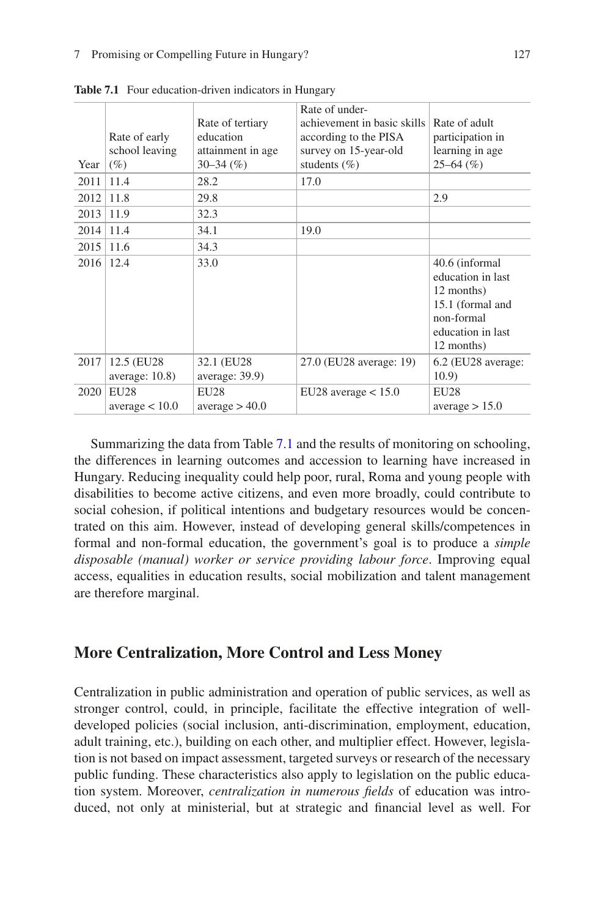**Table 7.1** Four education-driven indicators in Hungary

| Year | Rate of early school leaving (%) | Rate of tertiary education attainment in age 30–34 (%) | Rate of under-achievement in basic skills according to the PISA survey on 15-year-old students (%) | Rate of adult participation in learning in age 25–64 (%) |
|---|---|---|---|---|
| 2011 | 11.4 | 28.2 | 17.0 | |
| 2012 | 11.8 | 29.8 | | 2.9 |
| 2013 | 11.9 | 32.3 | | |
| 2014 | 11.4 | 34.1 | 19.0 | |
| 2015 | 11.6 | 34.3 | | |
| 2016 | 12.4 | 33.0 | | 40.6 (informal education in last 12 months) 15.1 (formal and non-formal education in last 12 months) |
| 2017 | 12.5 (EU28 average: 10.8) | 32.1 (EU28 average: 39.9) | 27.0 (EU28 average: 19) | 6.2 (EU28 average: 10.9) |
| 2020 | EU28 average < 10.0 | EU28 average > 40.0 | EU28 average < 15.0 | EU28 average > 15.0 |

Summarizing the data from Table 7.1 and the results of monitoring on schooling, the differences in learning outcomes and accession to learning have increased in Hungary. Reducing inequality could help poor, rural, Roma and young people with disabilities to become active citizens, and even more broadly, could contribute to social cohesion, if political intentions and budgetary resources would be concentrated on this aim. However, instead of developing general skills/competences in formal and non-formal education, the government's goal is to produce a *simple disposable (manual) worker or service providing labour force*. Improving equal access, equalities in education results, social mobilization and talent management are therefore marginal.

## More Centralization, More Control and Less Money

Centralization in public administration and operation of public services, as well as stronger control, could, in principle, facilitate the effective integration of well-developed policies (social inclusion, anti-discrimination, employment, education, adult training, etc.), building on each other, and multiplier effect. However, legislation is not based on impact assessment, targeted surveys or research of the necessary public funding. These characteristics also apply to legislation on the public education system. Moreover, *centralization in numerous fields* of education was introduced, not only at ministerial, but at strategic and financial level as well. For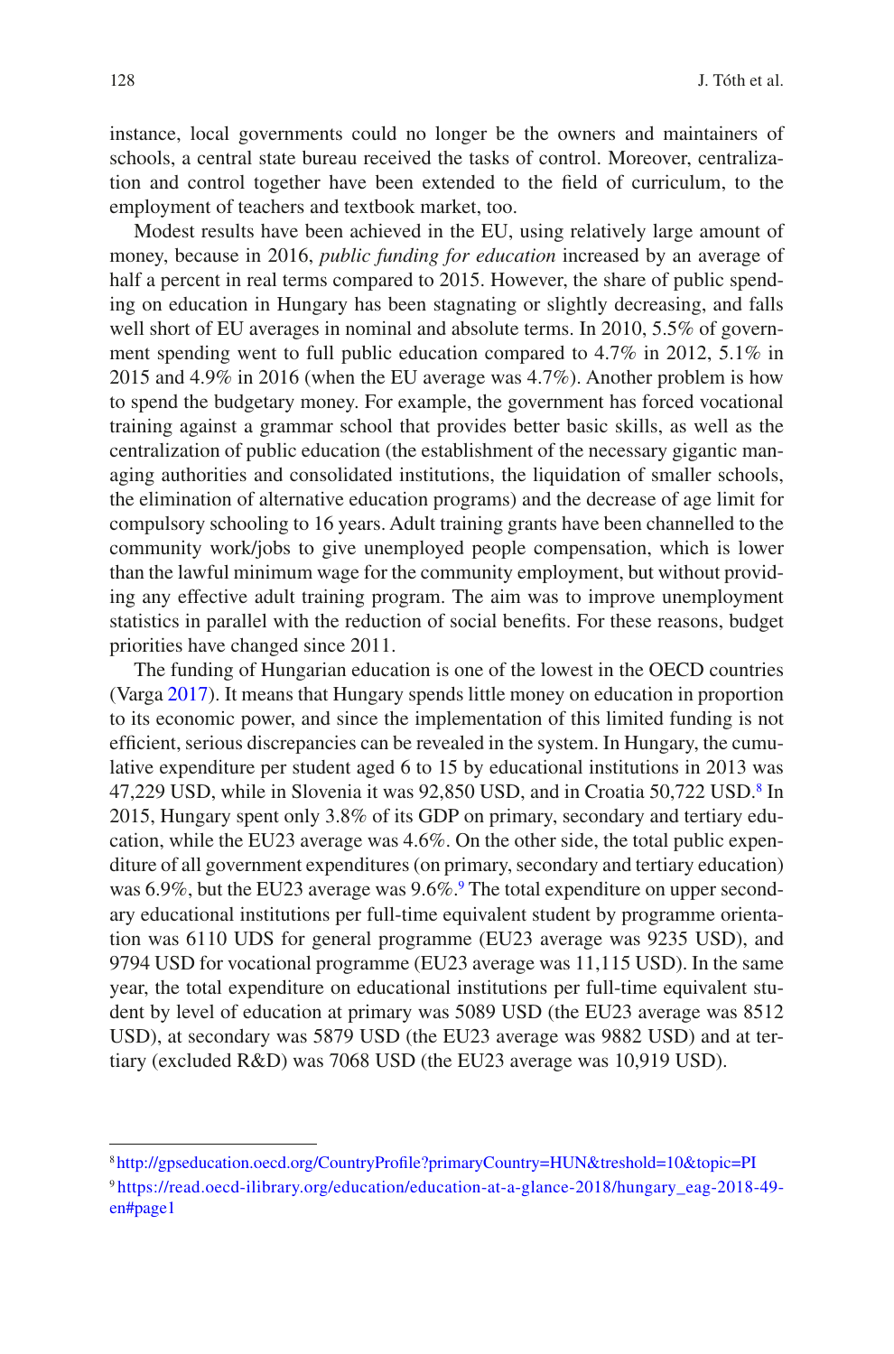instance, local governments could no longer be the owners and maintainers of schools, a central state bureau received the tasks of control. Moreover, centralization and control together have been extended to the field of curriculum, to the employment of teachers and textbook market, too.

Modest results have been achieved in the EU, using relatively large amount of money, because in 2016, *public funding for education* increased by an average of half a percent in real terms compared to 2015. However, the share of public spending on education in Hungary has been stagnating or slightly decreasing, and falls well short of EU averages in nominal and absolute terms. In 2010, 5.5% of government spending went to full public education compared to 4.7% in 2012, 5.1% in 2015 and 4.9% in 2016 (when the EU average was 4.7%). Another problem is how to spend the budgetary money. For example, the government has forced vocational training against a grammar school that provides better basic skills, as well as the centralization of public education (the establishment of the necessary gigantic managing authorities and consolidated institutions, the liquidation of smaller schools, the elimination of alternative education programs) and the decrease of age limit for compulsory schooling to 16 years. Adult training grants have been channelled to the community work/jobs to give unemployed people compensation, which is lower than the lawful minimum wage for the community employment, but without providing any effective adult training program. The aim was to improve unemployment statistics in parallel with the reduction of social benefits. For these reasons, budget priorities have changed since 2011.

The funding of Hungarian education is one of the lowest in the OECD countries (Varga 2017). It means that Hungary spends little money on education in proportion to its economic power, and since the implementation of this limited funding is not efficient, serious discrepancies can be revealed in the system. In Hungary, the cumulative expenditure per student aged 6 to 15 by educational institutions in 2013 was 47,229 USD, while in Slovenia it was 92,850 USD, and in Croatia 50,722 USD.[8] In 2015, Hungary spent only 3.8% of its GDP on primary, secondary and tertiary education, while the EU23 average was 4.6%. On the other side, the total public expenditure of all government expenditures (on primary, secondary and tertiary education) was 6.9%, but the EU23 average was 9.6%.[9] The total expenditure on upper secondary educational institutions per full-time equivalent student by programme orientation was 6110 UDS for general programme (EU23 average was 9235 USD), and 9794 USD for vocational programme (EU23 average was 11,115 USD). In the same year, the total expenditure on educational institutions per full-time equivalent student by level of education at primary was 5089 USD (the EU23 average was 8512 USD), at secondary was 5879 USD (the EU23 average was 9882 USD) and at tertiary (excluded R&D) was 7068 USD (the EU23 average was 10,919 USD).

[8] http://gpseducation.oecd.org/CountryProfile?primaryCountry=HUN&treshold=10&topic=PI

[9] https://read.oecd-ilibrary.org/education/education-at-a-glance-2018/hungary_eag-2018-49-en#page1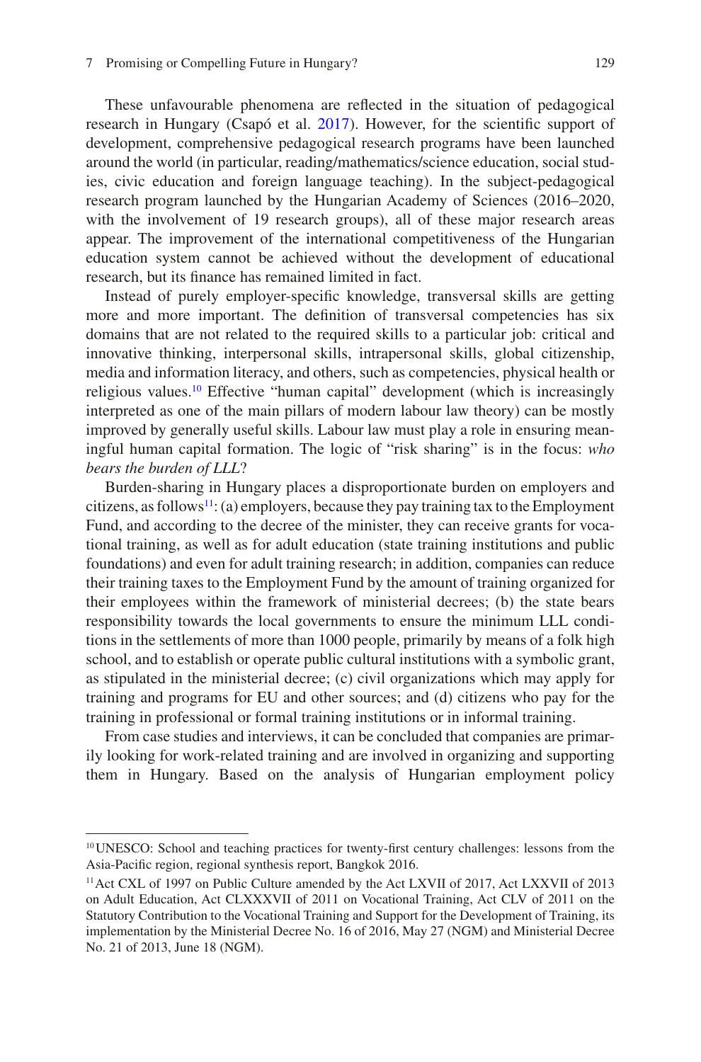These unfavourable phenomena are reflected in the situation of pedagogical research in Hungary (Csapó et al. 2017). However, for the scientific support of development, comprehensive pedagogical research programs have been launched around the world (in particular, reading/mathematics/science education, social studies, civic education and foreign language teaching). In the subject-pedagogical research program launched by the Hungarian Academy of Sciences (2016–2020, with the involvement of 19 research groups), all of these major research areas appear. The improvement of the international competitiveness of the Hungarian education system cannot be achieved without the development of educational research, but its finance has remained limited in fact.

Instead of purely employer-specific knowledge, transversal skills are getting more and more important. The definition of transversal competencies has six domains that are not related to the required skills to a particular job: critical and innovative thinking, interpersonal skills, intrapersonal skills, global citizenship, media and information literacy, and others, such as competencies, physical health or religious values.[10] Effective "human capital" development (which is increasingly interpreted as one of the main pillars of modern labour law theory) can be mostly improved by generally useful skills. Labour law must play a role in ensuring meaningful human capital formation. The logic of "risk sharing" is in the focus: *who bears the burden of LLL*?

Burden-sharing in Hungary places a disproportionate burden on employers and citizens, as follows[11]: (a) employers, because they pay training tax to the Employment Fund, and according to the decree of the minister, they can receive grants for vocational training, as well as for adult education (state training institutions and public foundations) and even for adult training research; in addition, companies can reduce their training taxes to the Employment Fund by the amount of training organized for their employees within the framework of ministerial decrees; (b) the state bears responsibility towards the local governments to ensure the minimum LLL conditions in the settlements of more than 1000 people, primarily by means of a folk high school, and to establish or operate public cultural institutions with a symbolic grant, as stipulated in the ministerial decree; (c) civil organizations which may apply for training and programs for EU and other sources; and (d) citizens who pay for the training in professional or formal training institutions or in informal training.

From case studies and interviews, it can be concluded that companies are primarily looking for work-related training and are involved in organizing and supporting them in Hungary. Based on the analysis of Hungarian employment policy

---

[10] UNESCO: School and teaching practices for twenty-first century challenges: lessons from the Asia-Pacific region, regional synthesis report, Bangkok 2016.

[11] Act CXL of 1997 on Public Culture amended by the Act LXVII of 2017, Act LXXVII of 2013 on Adult Education, Act CLXXXVII of 2011 on Vocational Training, Act CLV of 2011 on the Statutory Contribution to the Vocational Training and Support for the Development of Training, its implementation by the Ministerial Decree No. 16 of 2016, May 27 (NGM) and Ministerial Decree No. 21 of 2013, June 18 (NGM).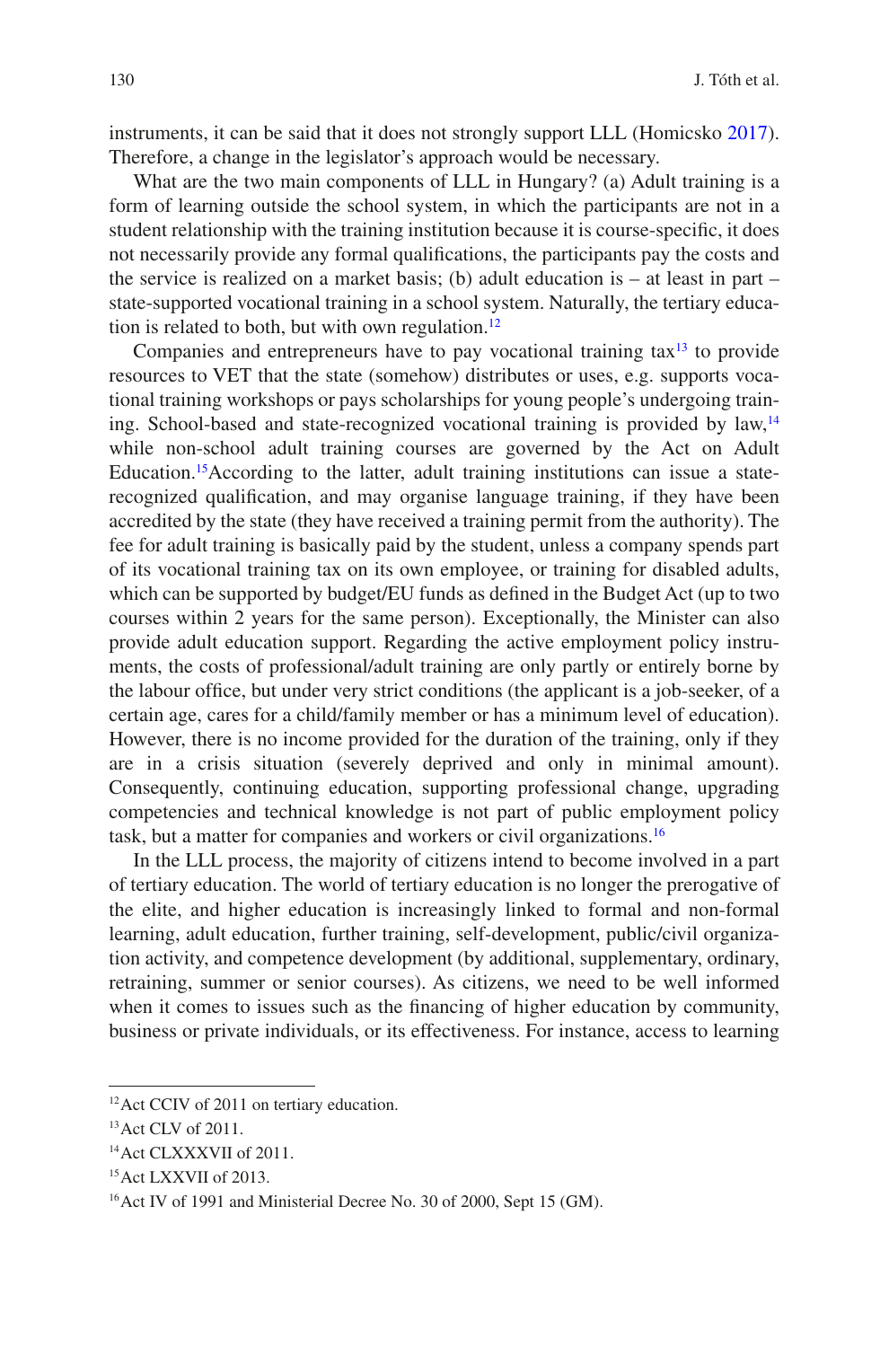instruments, it can be said that it does not strongly support LLL (Homicsko 2017). Therefore, a change in the legislator's approach would be necessary.

What are the two main components of LLL in Hungary? (a) Adult training is a form of learning outside the school system, in which the participants are not in a student relationship with the training institution because it is course-specific, it does not necessarily provide any formal qualifications, the participants pay the costs and the service is realized on a market basis; (b) adult education is – at least in part – state-supported vocational training in a school system. Naturally, the tertiary education is related to both, but with own regulation.[12]

Companies and entrepreneurs have to pay vocational training tax[13] to provide resources to VET that the state (somehow) distributes or uses, e.g. supports vocational training workshops or pays scholarships for young people's undergoing training. School-based and state-recognized vocational training is provided by law,[14] while non-school adult training courses are governed by the Act on Adult Education.[15]According to the latter, adult training institutions can issue a state-recognized qualification, and may organise language training, if they have been accredited by the state (they have received a training permit from the authority). The fee for adult training is basically paid by the student, unless a company spends part of its vocational training tax on its own employee, or training for disabled adults, which can be supported by budget/EU funds as defined in the Budget Act (up to two courses within 2 years for the same person). Exceptionally, the Minister can also provide adult education support. Regarding the active employment policy instruments, the costs of professional/adult training are only partly or entirely borne by the labour office, but under very strict conditions (the applicant is a job-seeker, of a certain age, cares for a child/family member or has a minimum level of education). However, there is no income provided for the duration of the training, only if they are in a crisis situation (severely deprived and only in minimal amount). Consequently, continuing education, supporting professional change, upgrading competencies and technical knowledge is not part of public employment policy task, but a matter for companies and workers or civil organizations.[16]

In the LLL process, the majority of citizens intend to become involved in a part of tertiary education. The world of tertiary education is no longer the prerogative of the elite, and higher education is increasingly linked to formal and non-formal learning, adult education, further training, self-development, public/civil organization activity, and competence development (by additional, supplementary, ordinary, retraining, summer or senior courses). As citizens, we need to be well informed when it comes to issues such as the financing of higher education by community, business or private individuals, or its effectiveness. For instance, access to learning

[12] Act CCIV of 2011 on tertiary education.

[13] Act CLV of 2011.

[14] Act CLXXXVII of 2011.

[15] Act LXXVII of 2013.

[16] Act IV of 1991 and Ministerial Decree No. 30 of 2000, Sept 15 (GM).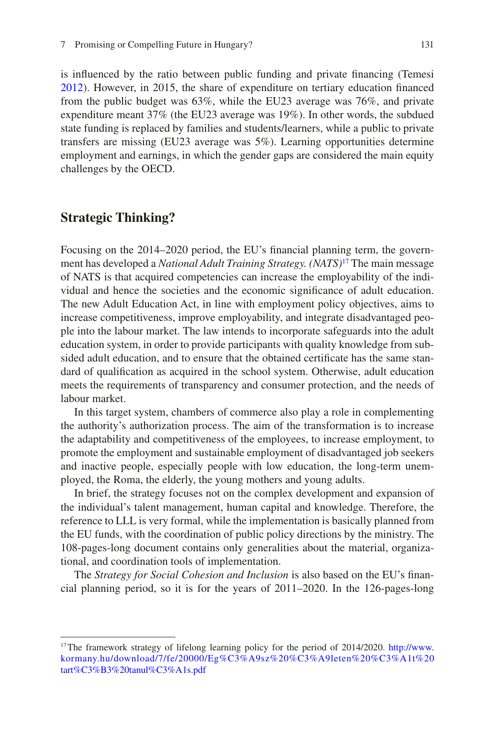is influenced by the ratio between public funding and private financing (Temesi 2012). However, in 2015, the share of expenditure on tertiary education financed from the public budget was 63%, while the EU23 average was 76%, and private expenditure meant 37% (the EU23 average was 19%). In other words, the subdued state funding is replaced by families and students/learners, while a public to private transfers are missing (EU23 average was 5%). Learning opportunities determine employment and earnings, in which the gender gaps are considered the main equity challenges by the OECD.

## Strategic Thinking?

Focusing on the 2014–2020 period, the EU's financial planning term, the government has developed a *National Adult Training Strategy. (NATS)*[17] The main message of NATS is that acquired competencies can increase the employability of the individual and hence the societies and the economic significance of adult education. The new Adult Education Act, in line with employment policy objectives, aims to increase competitiveness, improve employability, and integrate disadvantaged people into the labour market. The law intends to incorporate safeguards into the adult education system, in order to provide participants with quality knowledge from subsided adult education, and to ensure that the obtained certificate has the same standard of qualification as acquired in the school system. Otherwise, adult education meets the requirements of transparency and consumer protection, and the needs of labour market.

In this target system, chambers of commerce also play a role in complementing the authority's authorization process. The aim of the transformation is to increase the adaptability and competitiveness of the employees, to increase employment, to promote the employment and sustainable employment of disadvantaged job seekers and inactive people, especially people with low education, the long-term unemployed, the Roma, the elderly, the young mothers and young adults.

In brief, the strategy focuses not on the complex development and expansion of the individual's talent management, human capital and knowledge. Therefore, the reference to LLL is very formal, while the implementation is basically planned from the EU funds, with the coordination of public policy directions by the ministry. The 108-pages-long document contains only generalities about the material, organizational, and coordination tools of implementation.

The *Strategy for Social Cohesion and Inclusion* is also based on the EU's financial planning period, so it is for the years of 2011–2020. In the 126-pages-long

---

[17] The framework strategy of lifelong learning policy for the period of 2014/2020. http://www.kormany.hu/download/7/fe/20000/Eg%C3%A9sz%20%C3%A9leten%20%C3%A1t%20tart%C3%B3%20tanul%C3%A1s.pdf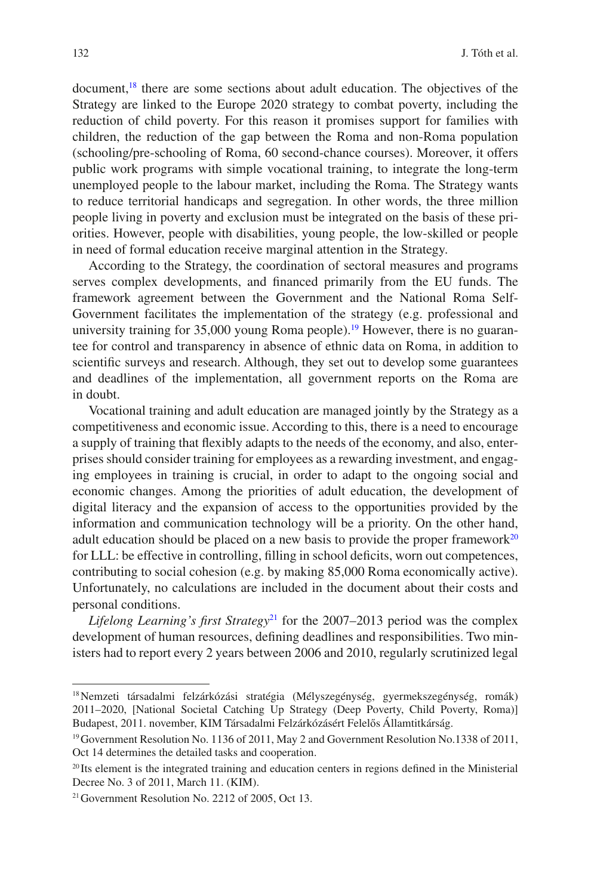document,[18] there are some sections about adult education. The objectives of the Strategy are linked to the Europe 2020 strategy to combat poverty, including the reduction of child poverty. For this reason it promises support for families with children, the reduction of the gap between the Roma and non-Roma population (schooling/pre-schooling of Roma, 60 second-chance courses). Moreover, it offers public work programs with simple vocational training, to integrate the long-term unemployed people to the labour market, including the Roma. The Strategy wants to reduce territorial handicaps and segregation. In other words, the three million people living in poverty and exclusion must be integrated on the basis of these priorities. However, people with disabilities, young people, the low-skilled or people in need of formal education receive marginal attention in the Strategy.

According to the Strategy, the coordination of sectoral measures and programs serves complex developments, and financed primarily from the EU funds. The framework agreement between the Government and the National Roma Self-Government facilitates the implementation of the strategy (e.g. professional and university training for 35,000 young Roma people).[19] However, there is no guarantee for control and transparency in absence of ethnic data on Roma, in addition to scientific surveys and research. Although, they set out to develop some guarantees and deadlines of the implementation, all government reports on the Roma are in doubt.

Vocational training and adult education are managed jointly by the Strategy as a competitiveness and economic issue. According to this, there is a need to encourage a supply of training that flexibly adapts to the needs of the economy, and also, enterprises should consider training for employees as a rewarding investment, and engaging employees in training is crucial, in order to adapt to the ongoing social and economic changes. Among the priorities of adult education, the development of digital literacy and the expansion of access to the opportunities provided by the information and communication technology will be a priority. On the other hand, adult education should be placed on a new basis to provide the proper framework[20] for LLL: be effective in controlling, filling in school deficits, worn out competences, contributing to social cohesion (e.g. by making 85,000 Roma economically active). Unfortunately, no calculations are included in the document about their costs and personal conditions.

*Lifelong Learning's first Strategy*[21] for the 2007–2013 period was the complex development of human resources, defining deadlines and responsibilities. Two ministers had to report every 2 years between 2006 and 2010, regularly scrutinized legal

---

[18] Nemzeti társadalmi felzárkózási stratégia (Mélyszegénység, gyermekszegénység, romák) 2011–2020, [National Societal Catching Up Strategy (Deep Poverty, Child Poverty, Roma)] Budapest, 2011. november, KIM Társadalmi Felzárkózásért Felelős Államtitkárság.

[19] Government Resolution No. 1136 of 2011, May 2 and Government Resolution No.1338 of 2011, Oct 14 determines the detailed tasks and cooperation.

[20] Its element is the integrated training and education centers in regions defined in the Ministerial Decree No. 3 of 2011, March 11. (KIM).

[21] Government Resolution No. 2212 of 2005, Oct 13.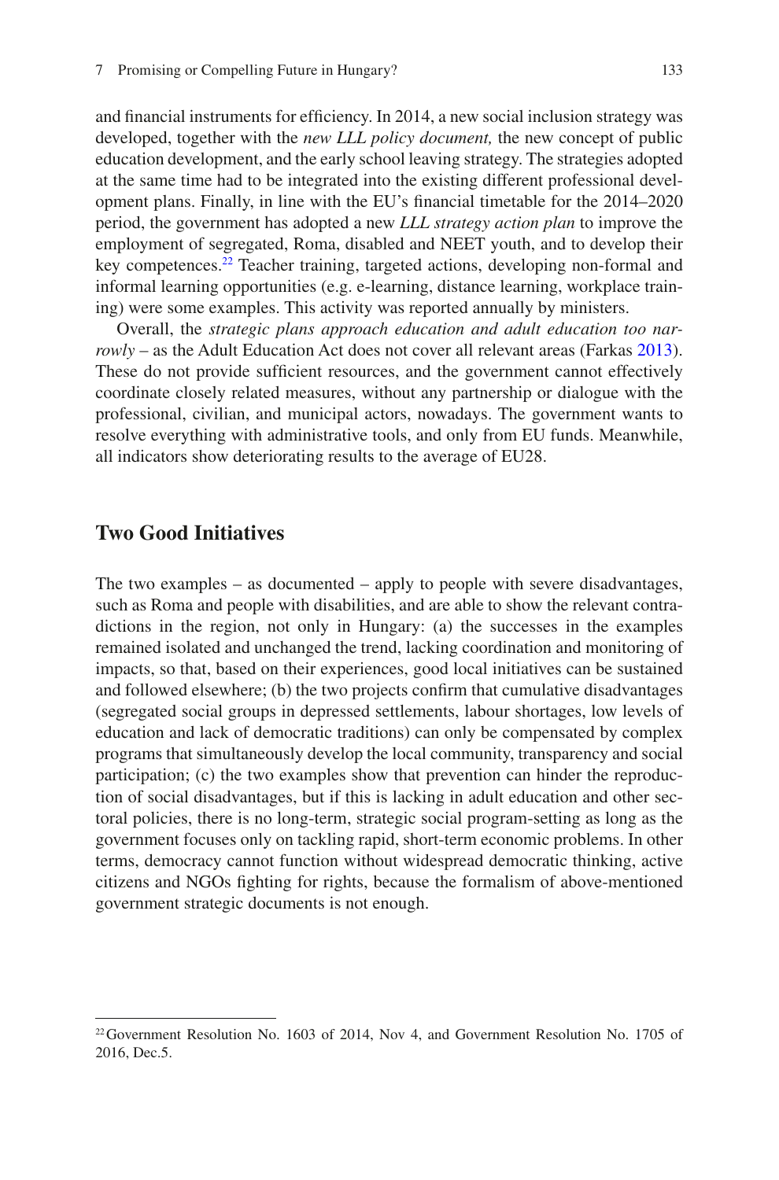and financial instruments for efficiency. In 2014, a new social inclusion strategy was developed, together with the *new LLL policy document,* the new concept of public education development, and the early school leaving strategy. The strategies adopted at the same time had to be integrated into the existing different professional development plans. Finally, in line with the EU's financial timetable for the 2014–2020 period, the government has adopted a new *LLL strategy action plan* to improve the employment of segregated, Roma, disabled and NEET youth, and to develop their key competences.[22] Teacher training, targeted actions, developing non-formal and informal learning opportunities (e.g. e-learning, distance learning, workplace training) were some examples. This activity was reported annually by ministers.

Overall, the *strategic plans approach education and adult education too narrowly* – as the Adult Education Act does not cover all relevant areas (Farkas 2013). These do not provide sufficient resources, and the government cannot effectively coordinate closely related measures, without any partnership or dialogue with the professional, civilian, and municipal actors, nowadays. The government wants to resolve everything with administrative tools, and only from EU funds. Meanwhile, all indicators show deteriorating results to the average of EU28.

## Two Good Initiatives

The two examples – as documented – apply to people with severe disadvantages, such as Roma and people with disabilities, and are able to show the relevant contradictions in the region, not only in Hungary: (a) the successes in the examples remained isolated and unchanged the trend, lacking coordination and monitoring of impacts, so that, based on their experiences, good local initiatives can be sustained and followed elsewhere; (b) the two projects confirm that cumulative disadvantages (segregated social groups in depressed settlements, labour shortages, low levels of education and lack of democratic traditions) can only be compensated by complex programs that simultaneously develop the local community, transparency and social participation; (c) the two examples show that prevention can hinder the reproduction of social disadvantages, but if this is lacking in adult education and other sectoral policies, there is no long-term, strategic social program-setting as long as the government focuses only on tackling rapid, short-term economic problems. In other terms, democracy cannot function without widespread democratic thinking, active citizens and NGOs fighting for rights, because the formalism of above-mentioned government strategic documents is not enough.

---

[22] Government Resolution No. 1603 of 2014, Nov 4, and Government Resolution No. 1705 of 2016, Dec.5.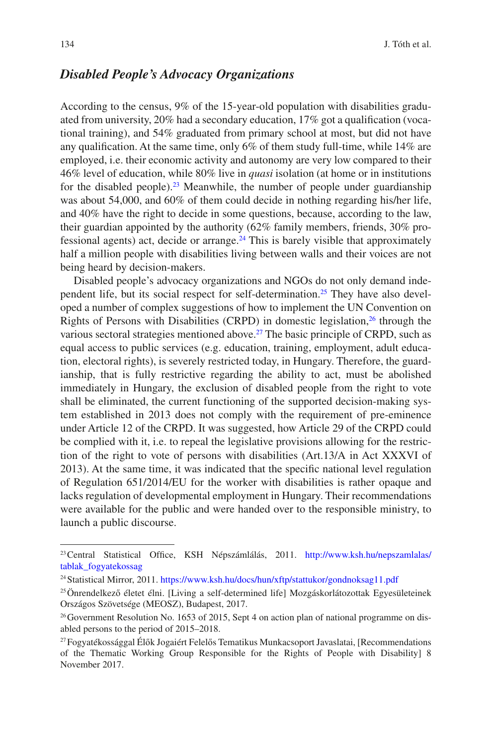## *Disabled People's Advocacy Organizations*

According to the census, 9% of the 15-year-old population with disabilities graduated from university, 20% had a secondary education, 17% got a qualification (vocational training), and 54% graduated from primary school at most, but did not have any qualification. At the same time, only 6% of them study full-time, while 14% are employed, i.e. their economic activity and autonomy are very low compared to their 46% level of education, while 80% live in *quasi* isolation (at home or in institutions for the disabled people).[23] Meanwhile, the number of people under guardianship was about 54,000, and 60% of them could decide in nothing regarding his/her life, and 40% have the right to decide in some questions, because, according to the law, their guardian appointed by the authority (62% family members, friends, 30% professional agents) act, decide or arrange.[24] This is barely visible that approximately half a million people with disabilities living between walls and their voices are not being heard by decision-makers.

Disabled people's advocacy organizations and NGOs do not only demand independent life, but its social respect for self-determination.[25] They have also developed a number of complex suggestions of how to implement the UN Convention on Rights of Persons with Disabilities (CRPD) in domestic legislation,[26] through the various sectoral strategies mentioned above.[27] The basic principle of CRPD, such as equal access to public services (e.g. education, training, employment, adult education, electoral rights), is severely restricted today, in Hungary. Therefore, the guardianship, that is fully restrictive regarding the ability to act, must be abolished immediately in Hungary, the exclusion of disabled people from the right to vote shall be eliminated, the current functioning of the supported decision-making system established in 2013 does not comply with the requirement of pre-eminence under Article 12 of the CRPD. It was suggested, how Article 29 of the CRPD could be complied with it, i.e. to repeal the legislative provisions allowing for the restriction of the right to vote of persons with disabilities (Art.13/A in Act XXXVI of 2013). At the same time, it was indicated that the specific national level regulation of Regulation 651/2014/EU for the worker with disabilities is rather opaque and lacks regulation of developmental employment in Hungary. Their recommendations were available for the public and were handed over to the responsible ministry, to launch a public discourse.

---

[23] Central Statistical Office, KSH Népszámlálás, 2011. http://www.ksh.hu/nepszamlalas/tablak_fogyatekossag

[24] Statistical Mirror, 2011. https://www.ksh.hu/docs/hun/xftp/stattukor/gondnoksag11.pdf

[25] Önrendelkező életet élni. [Living a self-determined life] Mozgáskorlátozottak Egyesületeinek Országos Szövetsége (MEOSZ), Budapest, 2017.

[26] Government Resolution No. 1653 of 2015, Sept 4 on action plan of national programme on disabled persons to the period of 2015–2018.

[27] Fogyatékossággal Élők Jogaiért Felelős Tematikus Munkacsoport Javaslatai, [Recommendations of the Thematic Working Group Responsible for the Rights of People with Disability] 8 November 2017.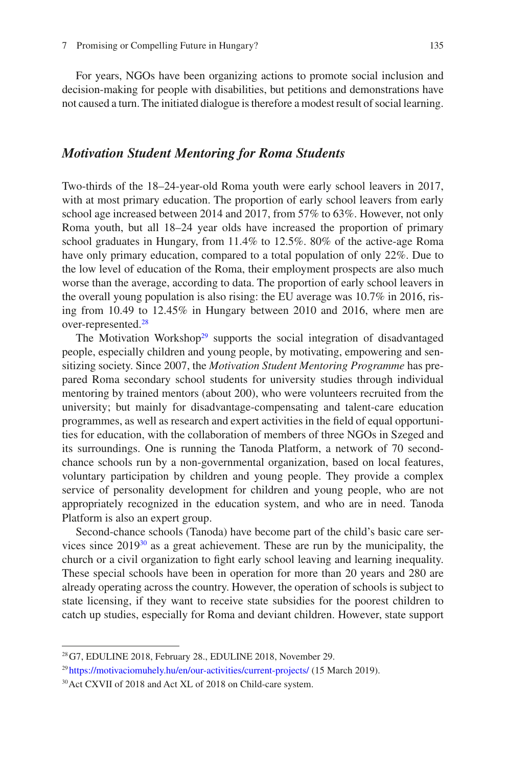For years, NGOs have been organizing actions to promote social inclusion and decision-making for people with disabilities, but petitions and demonstrations have not caused a turn. The initiated dialogue is therefore a modest result of social learning.

### *Motivation Student Mentoring for Roma Students*

Two-thirds of the 18–24-year-old Roma youth were early school leavers in 2017, with at most primary education. The proportion of early school leavers from early school age increased between 2014 and 2017, from 57% to 63%. However, not only Roma youth, but all 18–24 year olds have increased the proportion of primary school graduates in Hungary, from 11.4% to 12.5%. 80% of the active-age Roma have only primary education, compared to a total population of only 22%. Due to the low level of education of the Roma, their employment prospects are also much worse than the average, according to data. The proportion of early school leavers in the overall young population is also rising: the EU average was 10.7% in 2016, rising from 10.49 to 12.45% in Hungary between 2010 and 2016, where men are over-represented.[28]

The Motivation Workshop[29] supports the social integration of disadvantaged people, especially children and young people, by motivating, empowering and sensitizing society. Since 2007, the *Motivation Student Mentoring Programme* has prepared Roma secondary school students for university studies through individual mentoring by trained mentors (about 200), who were volunteers recruited from the university; but mainly for disadvantage-compensating and talent-care education programmes, as well as research and expert activities in the field of equal opportunities for education, with the collaboration of members of three NGOs in Szeged and its surroundings. One is running the Tanoda Platform, a network of 70 second-chance schools run by a non-governmental organization, based on local features, voluntary participation by children and young people. They provide a complex service of personality development for children and young people, who are not appropriately recognized in the education system, and who are in need. Tanoda Platform is also an expert group.

Second-chance schools (Tanoda) have become part of the child's basic care services since 2019[30] as a great achievement. These are run by the municipality, the church or a civil organization to fight early school leaving and learning inequality. These special schools have been in operation for more than 20 years and 280 are already operating across the country. However, the operation of schools is subject to state licensing, if they want to receive state subsidies for the poorest children to catch up studies, especially for Roma and deviant children. However, state support

---

[28] G7, EDULINE 2018, February 28., EDULINE 2018, November 29.

[29] https://motivaciomuhely.hu/en/our-activities/current-projects/ (15 March 2019).

[30] Act CXVII of 2018 and Act XL of 2018 on Child-care system.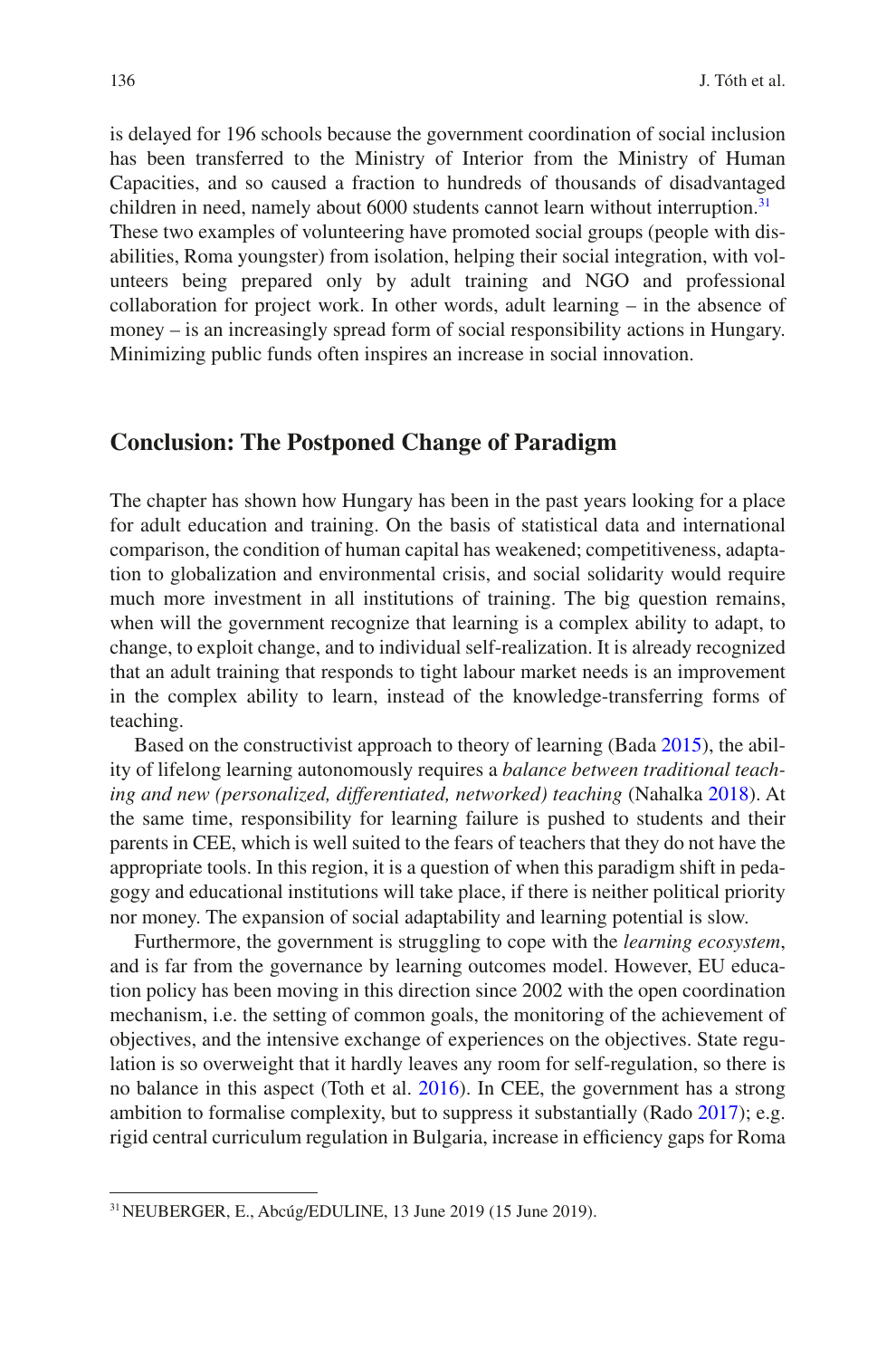is delayed for 196 schools because the government coordination of social inclusion has been transferred to the Ministry of Interior from the Ministry of Human Capacities, and so caused a fraction to hundreds of thousands of disadvantaged children in need, namely about 6000 students cannot learn without interruption.[31] These two examples of volunteering have promoted social groups (people with disabilities, Roma youngster) from isolation, helping their social integration, with volunteers being prepared only by adult training and NGO and professional collaboration for project work. In other words, adult learning – in the absence of money – is an increasingly spread form of social responsibility actions in Hungary. Minimizing public funds often inspires an increase in social innovation.

## Conclusion: The Postponed Change of Paradigm

The chapter has shown how Hungary has been in the past years looking for a place for adult education and training. On the basis of statistical data and international comparison, the condition of human capital has weakened; competitiveness, adaptation to globalization and environmental crisis, and social solidarity would require much more investment in all institutions of training. The big question remains, when will the government recognize that learning is a complex ability to adapt, to change, to exploit change, and to individual self-realization. It is already recognized that an adult training that responds to tight labour market needs is an improvement in the complex ability to learn, instead of the knowledge-transferring forms of teaching.

Based on the constructivist approach to theory of learning (Bada 2015), the ability of lifelong learning autonomously requires a *balance between traditional teaching and new (personalized, differentiated, networked) teaching* (Nahalka 2018). At the same time, responsibility for learning failure is pushed to students and their parents in CEE, which is well suited to the fears of teachers that they do not have the appropriate tools. In this region, it is a question of when this paradigm shift in pedagogy and educational institutions will take place, if there is neither political priority nor money. The expansion of social adaptability and learning potential is slow.

Furthermore, the government is struggling to cope with the *learning ecosystem*, and is far from the governance by learning outcomes model. However, EU education policy has been moving in this direction since 2002 with the open coordination mechanism, i.e. the setting of common goals, the monitoring of the achievement of objectives, and the intensive exchange of experiences on the objectives. State regulation is so overweight that it hardly leaves any room for self-regulation, so there is no balance in this aspect (Toth et al. 2016). In CEE, the government has a strong ambition to formalise complexity, but to suppress it substantially (Rado 2017); e.g. rigid central curriculum regulation in Bulgaria, increase in efficiency gaps for Roma

[31] NEUBERGER, E., Abcúg/EDULINE, 13 June 2019 (15 June 2019).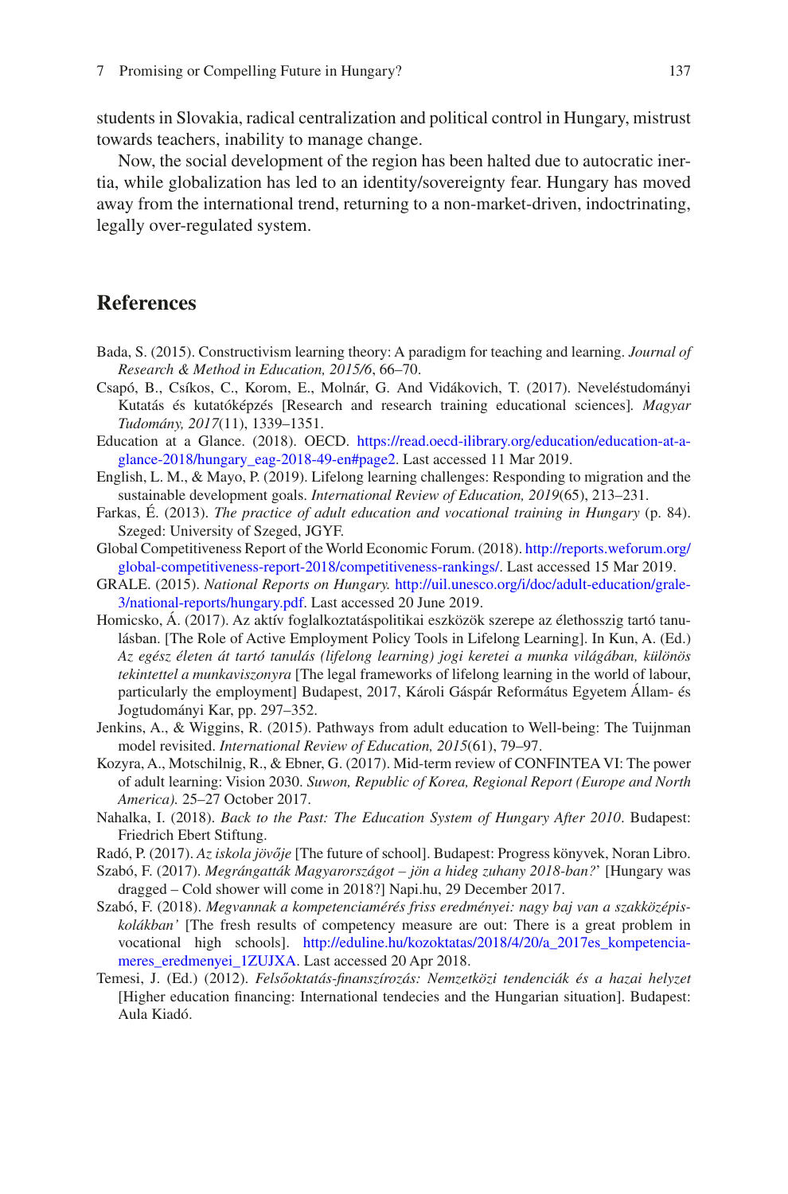students in Slovakia, radical centralization and political control in Hungary, mistrust towards teachers, inability to manage change.

Now, the social development of the region has been halted due to autocratic inertia, while globalization has led to an identity/sovereignty fear. Hungary has moved away from the international trend, returning to a non-market-driven, indoctrinating, legally over-regulated system.

## References

Bada, S. (2015). Constructivism learning theory: A paradigm for teaching and learning. *Journal of Research & Method in Education, 2015/6*, 66–70.

Csapó, B., Csíkos, C., Korom, E., Molnár, G. And Vidákovich, T. (2017). Neveléstudományi Kutatás és kutatóképzés [Research and research training educational sciences]. *Magyar Tudomány, 2017*(11), 1339–1351.

Education at a Glance. (2018). OECD. https://read.oecd-ilibrary.org/education/education-at-a-glance-2018/hungary_eag-2018-49-en#page2. Last accessed 11 Mar 2019.

English, L. M., & Mayo, P. (2019). Lifelong learning challenges: Responding to migration and the sustainable development goals. *International Review of Education, 2019*(65), 213–231.

Farkas, É. (2013). *The practice of adult education and vocational training in Hungary* (p. 84). Szeged: University of Szeged, JGYF.

Global Competitiveness Report of the World Economic Forum. (2018). http://reports.weforum.org/global-competitiveness-report-2018/competitiveness-rankings/. Last accessed 15 Mar 2019.

GRALE. (2015). *National Reports on Hungary.* http://uil.unesco.org/i/doc/adult-education/grale-3/national-reports/hungary.pdf. Last accessed 20 June 2019.

Homicsko, Á. (2017). Az aktív foglalkoztatáspolitikai eszközök szerepe az élethosszig tartó tanulásban. [The Role of Active Employment Policy Tools in Lifelong Learning]. In Kun, A. (Ed.) *Az egész életen át tartó tanulás (lifelong learning) jogi keretei a munka világában, különös tekintettel a munkaviszonyra* [The legal frameworks of lifelong learning in the world of labour, particularly the employment] Budapest, 2017, Károli Gáspár Református Egyetem Állam- és Jogtudományi Kar, pp. 297–352.

Jenkins, A., & Wiggins, R. (2015). Pathways from adult education to Well-being: The Tuijnman model revisited. *International Review of Education, 2015*(61), 79–97.

Kozyra, A., Motschilnig, R., & Ebner, G. (2017). Mid-term review of CONFINTEA VI: The power of adult learning: Vision 2030. *Suwon, Republic of Korea, Regional Report (Europe and North America).* 25–27 October 2017.

Nahalka, I. (2018). *Back to the Past: The Education System of Hungary After 2010*. Budapest: Friedrich Ebert Stiftung.

Radó, P. (2017). *Az iskola jövője* [The future of school]. Budapest: Progress könyvek, Noran Libro.

Szabó, F. (2017). *Megrángatták Magyarországot – jön a hideg zuhany 2018-ban?'* [Hungary was dragged – Cold shower will come in 2018?] Napi.hu, 29 December 2017.

Szabó, F. (2018). *Megvannak a kompetenciamérés friss eredményei: nagy baj van a szakközépiskolákban'* [The fresh results of competency measure are out: There is a great problem in vocational high schools]. http://eduline.hu/kozoktatas/2018/4/20/a_2017es_kompetenciameres_eredmenyei_1ZUJXA. Last accessed 20 Apr 2018.

Temesi, J. (Ed.) (2012). *Felsőoktatás-finanszírozás: Nemzetközi tendenciák és a hazai helyzet* [Higher education financing: International tendecies and the Hungarian situation]. Budapest: Aula Kiadó.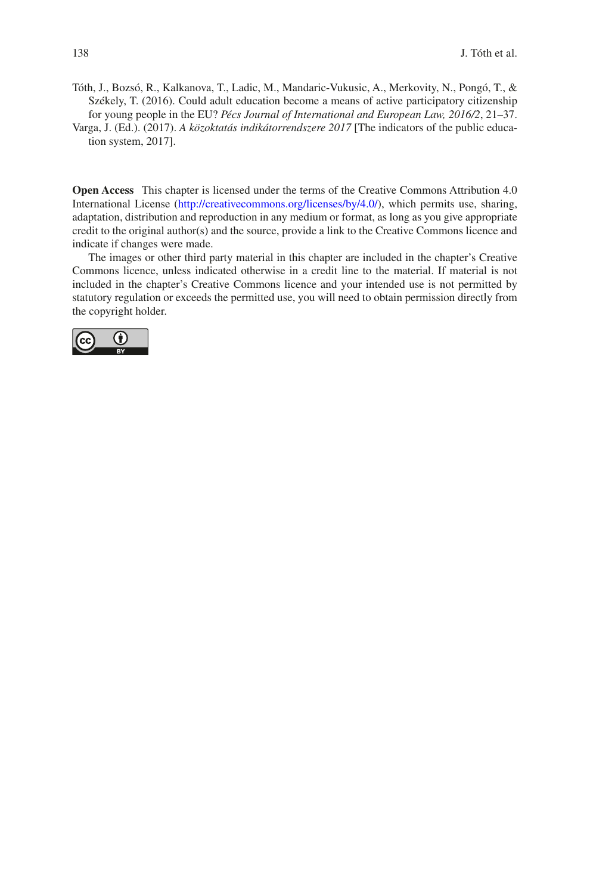Tóth, J., Bozsó, R., Kalkanova, T., Ladic, M., Mandaric-Vukusic, A., Merkovity, N., Pongó, T., & Székely, T. (2016). Could adult education become a means of active participatory citizenship for young people in the EU? *Pécs Journal of International and European Law, 2016/2*, 21–37.

Varga, J. (Ed.). (2017). *A közoktatás indikátorrendszere 2017* [The indicators of the public education system, 2017].

**Open Access** This chapter is licensed under the terms of the Creative Commons Attribution 4.0 International License (http://creativecommons.org/licenses/by/4.0/), which permits use, sharing, adaptation, distribution and reproduction in any medium or format, as long as you give appropriate credit to the original author(s) and the source, provide a link to the Creative Commons licence and indicate if changes were made.

The images or other third party material in this chapter are included in the chapter's Creative Commons licence, unless indicated otherwise in a credit line to the material. If material is not included in the chapter's Creative Commons licence and your intended use is not permitted by statutory regulation or exceeds the permitted use, you will need to obtain permission directly from the copyright holder.